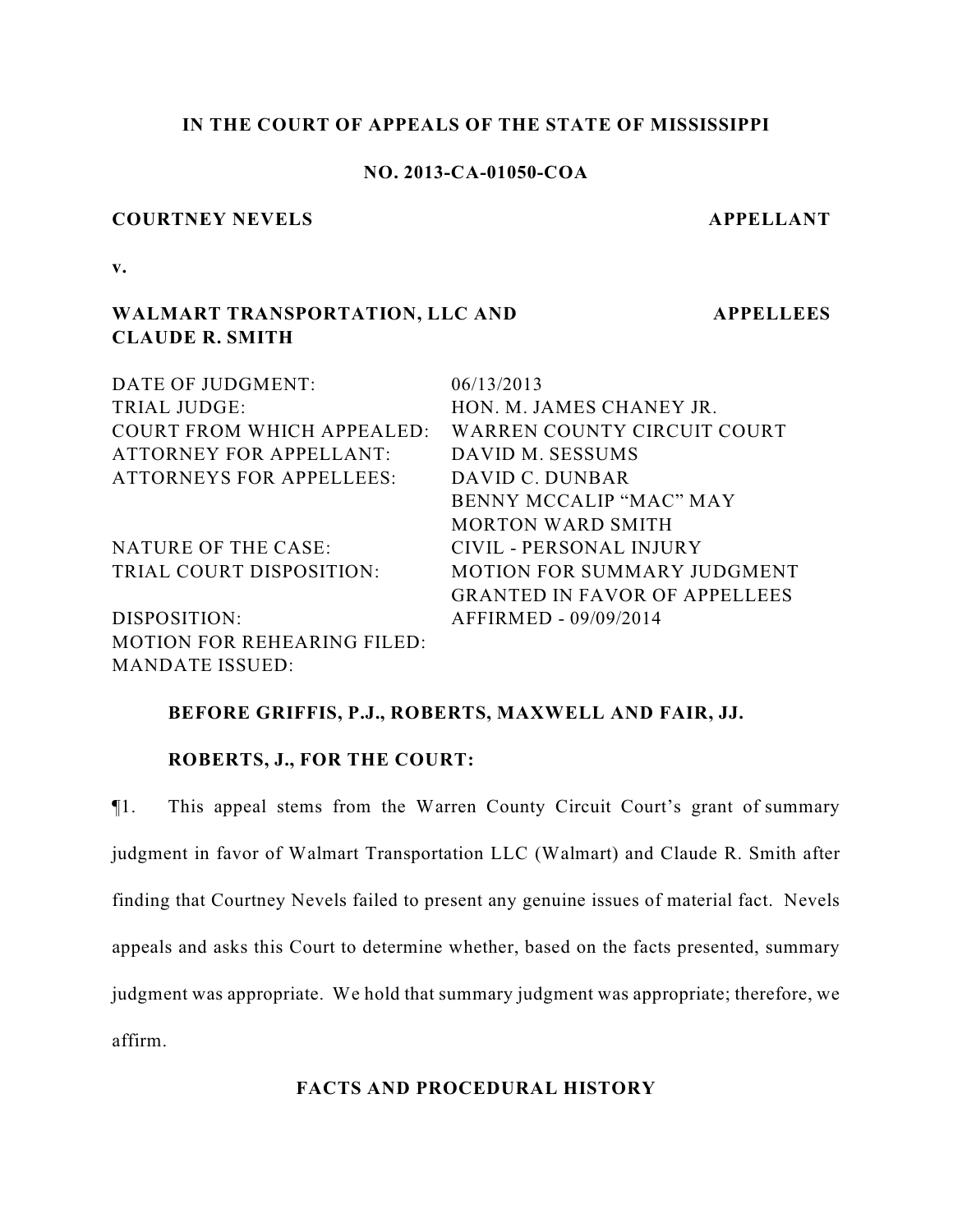**IN THE COURT OF APPEALS OF THE STATE OF MISSISSIPPI**

**NO. 2013-CA-01050-COA**

**COURTNEY NEVELS** **APPELLANT**

**v.**

**WALMART TRANSPORTATION, LLC AND CLAUDE R. SMITH** **APPELLEES**

| | |
|---|---|
| DATE OF JUDGMENT: | 06/13/2013 |
| TRIAL JUDGE: | HON. M. JAMES CHANEY JR. |
| COURT FROM WHICH APPEALED: | WARREN COUNTY CIRCUIT COURT |
| ATTORNEY FOR APPELLANT: | DAVID M. SESSUMS |
| ATTORNEYS FOR APPELLEES: | DAVID C. DUNBAR<br>BENNY MCCALIP "MAC" MAY<br>MORTON WARD SMITH |
| NATURE OF THE CASE: | CIVIL - PERSONAL INJURY |
| TRIAL COURT DISPOSITION: | MOTION FOR SUMMARY JUDGMENT GRANTED IN FAVOR OF APPELLEES |
| DISPOSITION: | AFFIRMED - 09/09/2014 |
| MOTION FOR REHEARING FILED: | |
| MANDATE ISSUED: | |

**BEFORE GRIFFIS, P.J., ROBERTS, MAXWELL AND FAIR, JJ.**

**ROBERTS, J., FOR THE COURT:**

¶1. This appeal stems from the Warren County Circuit Court's grant of summary judgment in favor of Walmart Transportation LLC (Walmart) and Claude R. Smith after finding that Courtney Nevels failed to present any genuine issues of material fact. Nevels appeals and asks this Court to determine whether, based on the facts presented, summary judgment was appropriate. We hold that summary judgment was appropriate; therefore, we affirm.

## FACTS AND PROCEDURAL HISTORY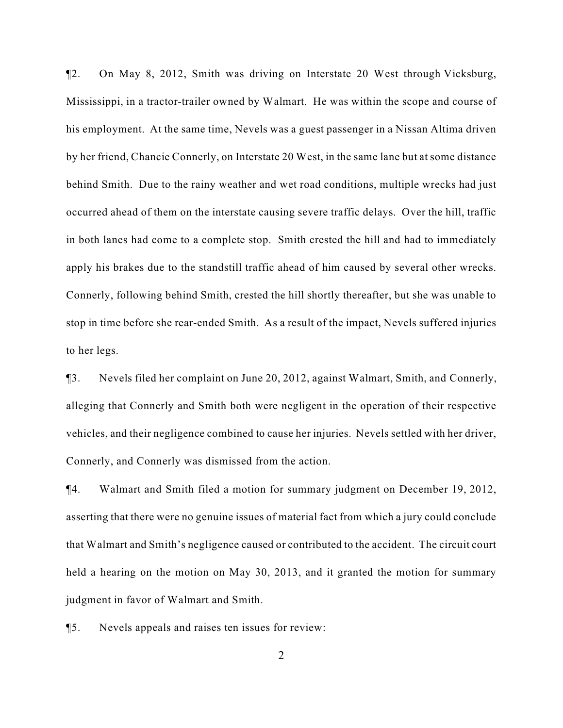¶2. On May 8, 2012, Smith was driving on Interstate 20 West through Vicksburg, Mississippi, in a tractor-trailer owned by Walmart. He was within the scope and course of his employment. At the same time, Nevels was a guest passenger in a Nissan Altima driven by her friend, Chancie Connerly, on Interstate 20 West, in the same lane but at some distance behind Smith. Due to the rainy weather and wet road conditions, multiple wrecks had just occurred ahead of them on the interstate causing severe traffic delays. Over the hill, traffic in both lanes had come to a complete stop. Smith crested the hill and had to immediately apply his brakes due to the standstill traffic ahead of him caused by several other wrecks. Connerly, following behind Smith, crested the hill shortly thereafter, but she was unable to stop in time before she rear-ended Smith. As a result of the impact, Nevels suffered injuries to her legs.

¶3. Nevels filed her complaint on June 20, 2012, against Walmart, Smith, and Connerly, alleging that Connerly and Smith both were negligent in the operation of their respective vehicles, and their negligence combined to cause her injuries. Nevels settled with her driver, Connerly, and Connerly was dismissed from the action.

¶4. Walmart and Smith filed a motion for summary judgment on December 19, 2012, asserting that there were no genuine issues of material fact from which a jury could conclude that Walmart and Smith's negligence caused or contributed to the accident. The circuit court held a hearing on the motion on May 30, 2013, and it granted the motion for summary judgment in favor of Walmart and Smith.

¶5. Nevels appeals and raises ten issues for review: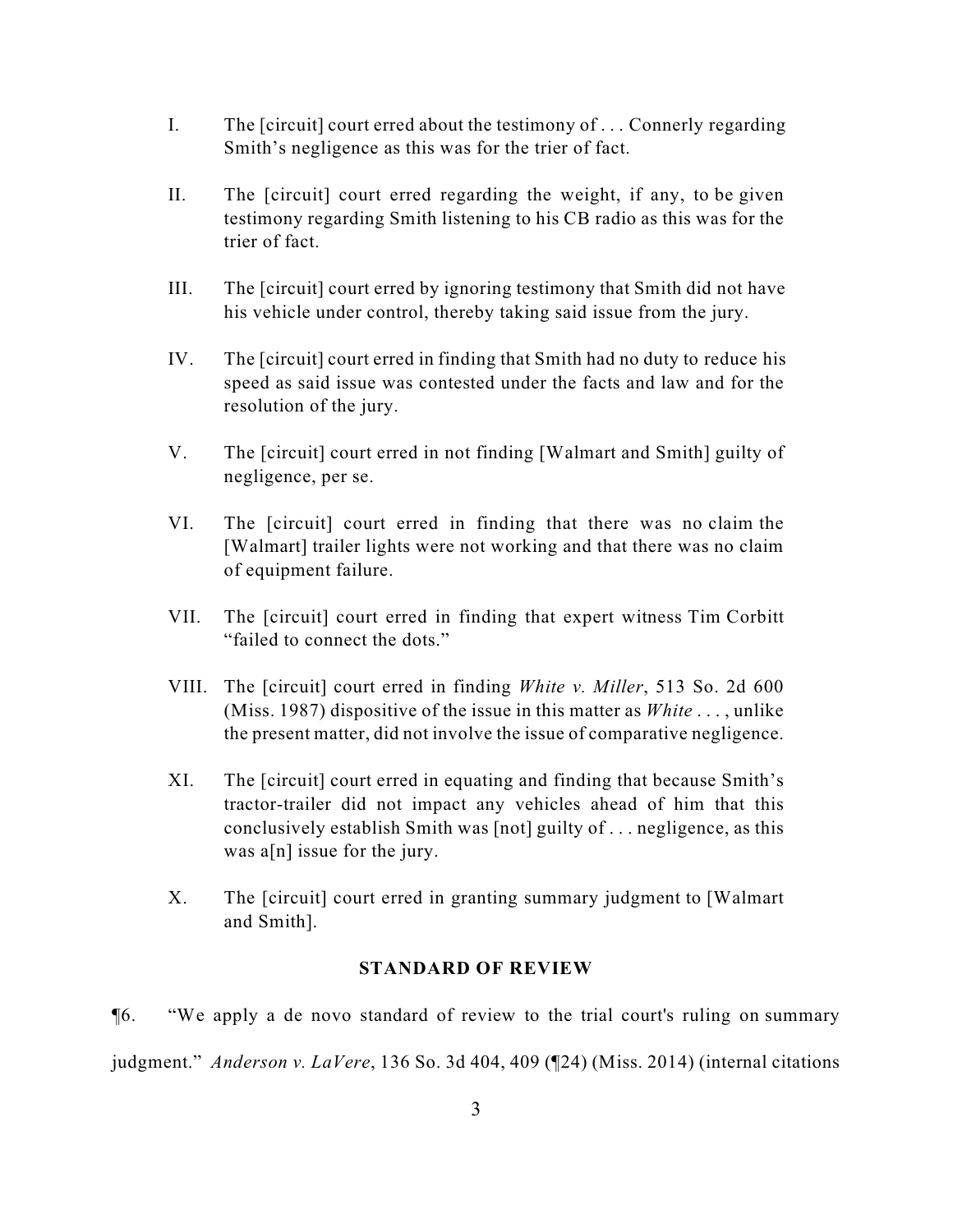I. The [circuit] court erred about the testimony of . . . Connerly regarding Smith's negligence as this was for the trier of fact.

II. The [circuit] court erred regarding the weight, if any, to be given testimony regarding Smith listening to his CB radio as this was for the trier of fact.

III. The [circuit] court erred by ignoring testimony that Smith did not have his vehicle under control, thereby taking said issue from the jury.

IV. The [circuit] court erred in finding that Smith had no duty to reduce his speed as said issue was contested under the facts and law and for the resolution of the jury.

V. The [circuit] court erred in not finding [Walmart and Smith] guilty of negligence, per se.

VI. The [circuit] court erred in finding that there was no claim the [Walmart] trailer lights were not working and that there was no claim of equipment failure.

VII. The [circuit] court erred in finding that expert witness Tim Corbitt "failed to connect the dots."

VIII. The [circuit] court erred in finding *White v. Miller*, 513 So. 2d 600 (Miss. 1987) dispositive of the issue in this matter as *White* . . . , unlike the present matter, did not involve the issue of comparative negligence.

XI. The [circuit] court erred in equating and finding that because Smith's tractor-trailer did not impact any vehicles ahead of him that this conclusively establish Smith was [not] guilty of . . . negligence, as this was a[n] issue for the jury.

X. The [circuit] court erred in granting summary judgment to [Walmart and Smith].

**STANDARD OF REVIEW**

¶6. "We apply a de novo standard of review to the trial court's ruling on summary judgment." *Anderson v. LaVere*, 136 So. 3d 404, 409 (¶24) (Miss. 2014) (internal citations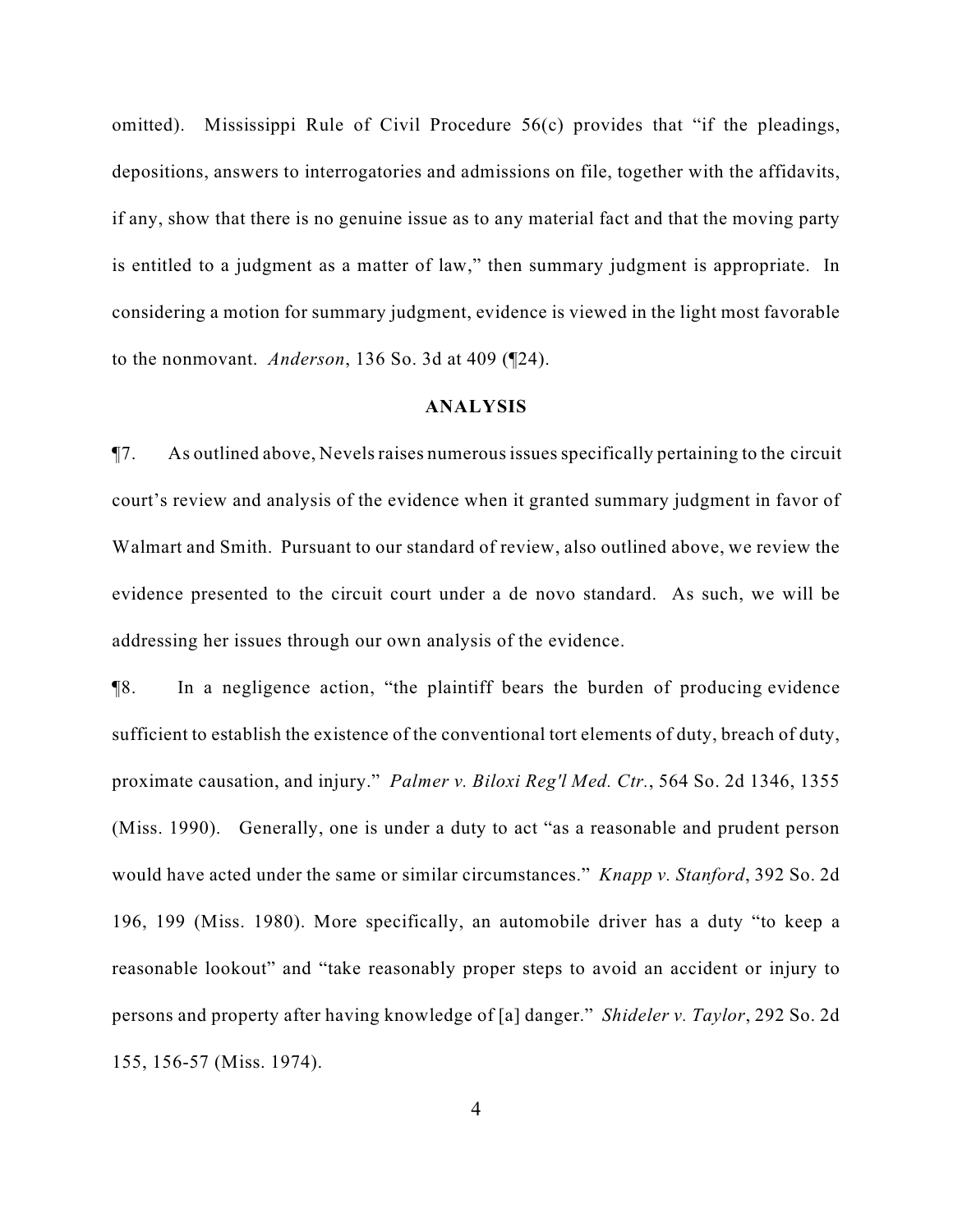omitted). Mississippi Rule of Civil Procedure 56(c) provides that "if the pleadings, depositions, answers to interrogatories and admissions on file, together with the affidavits, if any, show that there is no genuine issue as to any material fact and that the moving party is entitled to a judgment as a matter of law," then summary judgment is appropriate. In considering a motion for summary judgment, evidence is viewed in the light most favorable to the nonmovant. *Anderson*, 136 So. 3d at 409 (¶24).

## ANALYSIS

¶7. As outlined above, Nevels raises numerous issues specifically pertaining to the circuit court's review and analysis of the evidence when it granted summary judgment in favor of Walmart and Smith. Pursuant to our standard of review, also outlined above, we review the evidence presented to the circuit court under a de novo standard. As such, we will be addressing her issues through our own analysis of the evidence.

¶8. In a negligence action, "the plaintiff bears the burden of producing evidence sufficient to establish the existence of the conventional tort elements of duty, breach of duty, proximate causation, and injury." *Palmer v. Biloxi Reg'l Med. Ctr.*, 564 So. 2d 1346, 1355 (Miss. 1990). Generally, one is under a duty to act "as a reasonable and prudent person would have acted under the same or similar circumstances." *Knapp v. Stanford*, 392 So. 2d 196, 199 (Miss. 1980). More specifically, an automobile driver has a duty "to keep a reasonable lookout" and "take reasonably proper steps to avoid an accident or injury to persons and property after having knowledge of [a] danger." *Shideler v. Taylor*, 292 So. 2d 155, 156-57 (Miss. 1974).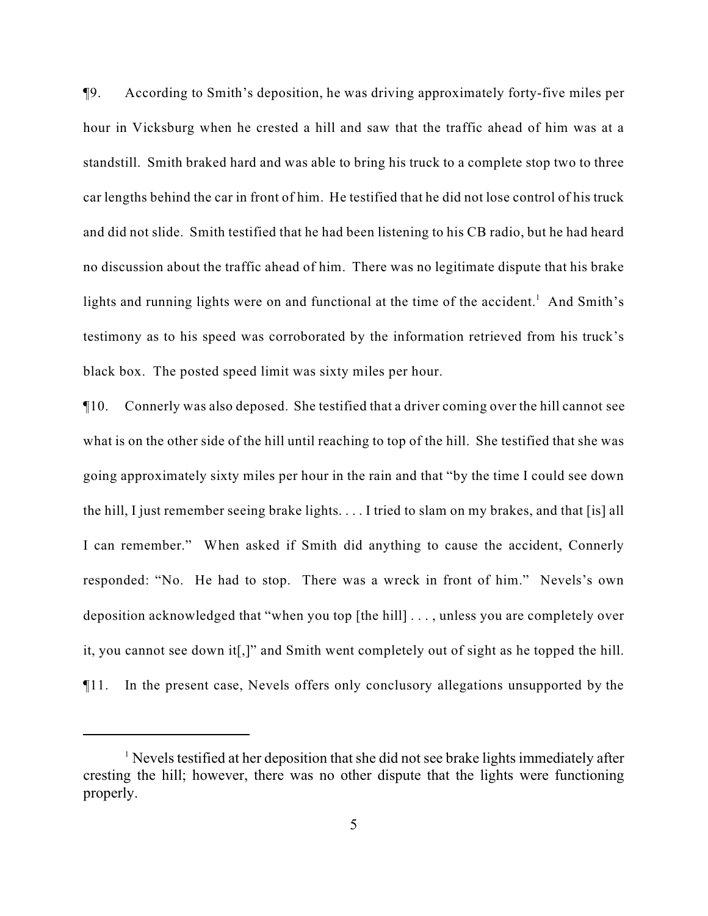¶9. According to Smith's deposition, he was driving approximately forty-five miles per hour in Vicksburg when he crested a hill and saw that the traffic ahead of him was at a standstill. Smith braked hard and was able to bring his truck to a complete stop two to three car lengths behind the car in front of him. He testified that he did not lose control of his truck and did not slide. Smith testified that he had been listening to his CB radio, but he had heard no discussion about the traffic ahead of him. There was no legitimate dispute that his brake lights and running lights were on and functional at the time of the accident.[1] And Smith's testimony as to his speed was corroborated by the information retrieved from his truck's black box. The posted speed limit was sixty miles per hour.

¶10. Connerly was also deposed. She testified that a driver coming over the hill cannot see what is on the other side of the hill until reaching to top of the hill. She testified that she was going approximately sixty miles per hour in the rain and that "by the time I could see down the hill, I just remember seeing brake lights. . . . I tried to slam on my brakes, and that [is] all I can remember." When asked if Smith did anything to cause the accident, Connerly responded: "No. He had to stop. There was a wreck in front of him." Nevels's own deposition acknowledged that "when you top [the hill] . . . , unless you are completely over it, you cannot see down it[,]" and Smith went completely out of sight as he topped the hill.

¶11. In the present case, Nevels offers only conclusory allegations unsupported by the

---

[1] Nevels testified at her deposition that she did not see brake lights immediately after cresting the hill; however, there was no other dispute that the lights were functioning properly.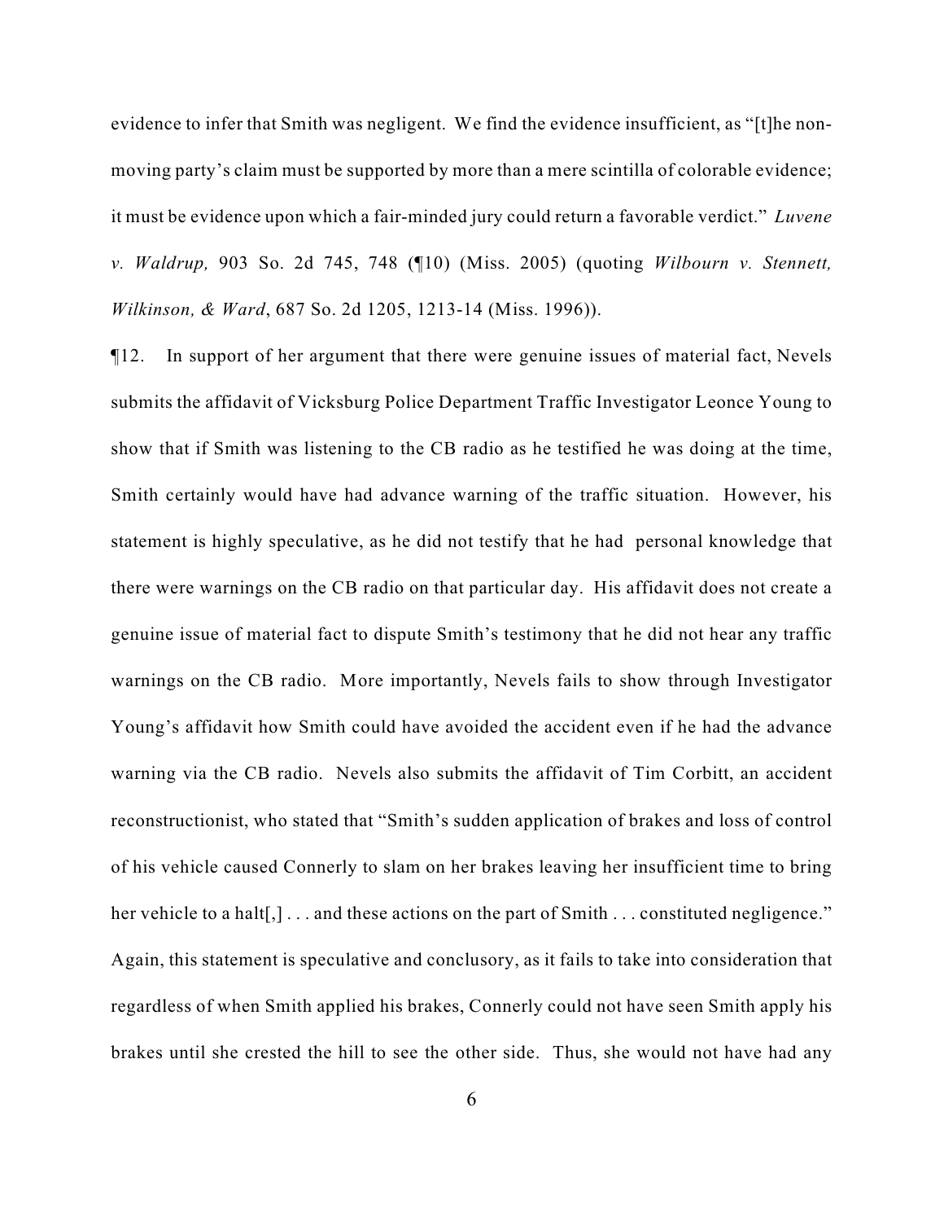evidence to infer that Smith was negligent. We find the evidence insufficient, as "[t]he non-moving party's claim must be supported by more than a mere scintilla of colorable evidence; it must be evidence upon which a fair-minded jury could return a favorable verdict." *Luvene v. Waldrup,* 903 So. 2d 745, 748 (¶10) (Miss. 2005) (quoting *Wilbourn v. Stennett, Wilkinson, & Ward*, 687 So. 2d 1205, 1213-14 (Miss. 1996)).

¶12. In support of her argument that there were genuine issues of material fact, Nevels submits the affidavit of Vicksburg Police Department Traffic Investigator Leonce Young to show that if Smith was listening to the CB radio as he testified he was doing at the time, Smith certainly would have had advance warning of the traffic situation. However, his statement is highly speculative, as he did not testify that he had personal knowledge that there were warnings on the CB radio on that particular day. His affidavit does not create a genuine issue of material fact to dispute Smith's testimony that he did not hear any traffic warnings on the CB radio. More importantly, Nevels fails to show through Investigator Young's affidavit how Smith could have avoided the accident even if he had the advance warning via the CB radio. Nevels also submits the affidavit of Tim Corbitt, an accident reconstructionist, who stated that "Smith's sudden application of brakes and loss of control of his vehicle caused Connerly to slam on her brakes leaving her insufficient time to bring her vehicle to a halt[,] . . . and these actions on the part of Smith . . . constituted negligence." Again, this statement is speculative and conclusory, as it fails to take into consideration that regardless of when Smith applied his brakes, Connerly could not have seen Smith apply his brakes until she crested the hill to see the other side. Thus, she would not have had any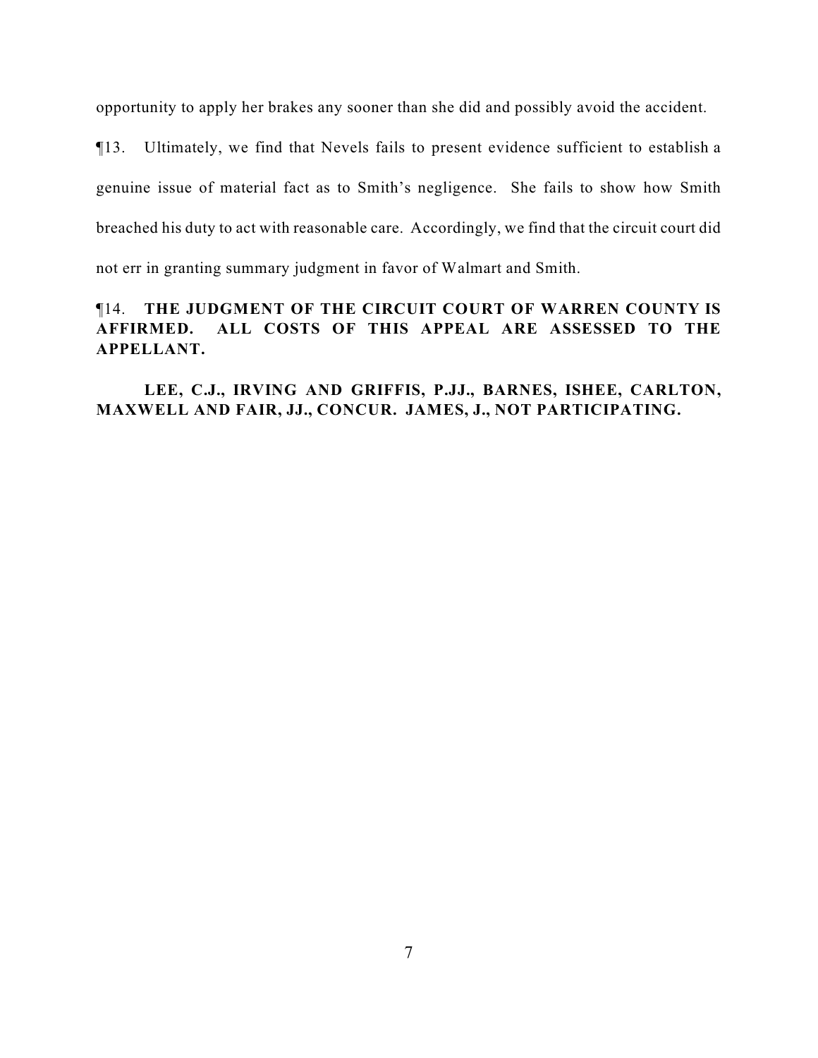opportunity to apply her brakes any sooner than she did and possibly avoid the accident.

¶13. Ultimately, we find that Nevels fails to present evidence sufficient to establish a genuine issue of material fact as to Smith's negligence. She fails to show how Smith breached his duty to act with reasonable care. Accordingly, we find that the circuit court did not err in granting summary judgment in favor of Walmart and Smith.

¶14. **THE JUDGMENT OF THE CIRCUIT COURT OF WARREN COUNTY IS AFFIRMED. ALL COSTS OF THIS APPEAL ARE ASSESSED TO THE APPELLANT.**

**LEE, C.J., IRVING AND GRIFFIS, P.JJ., BARNES, ISHEE, CARLTON, MAXWELL AND FAIR, JJ., CONCUR. JAMES, J., NOT PARTICIPATING.**